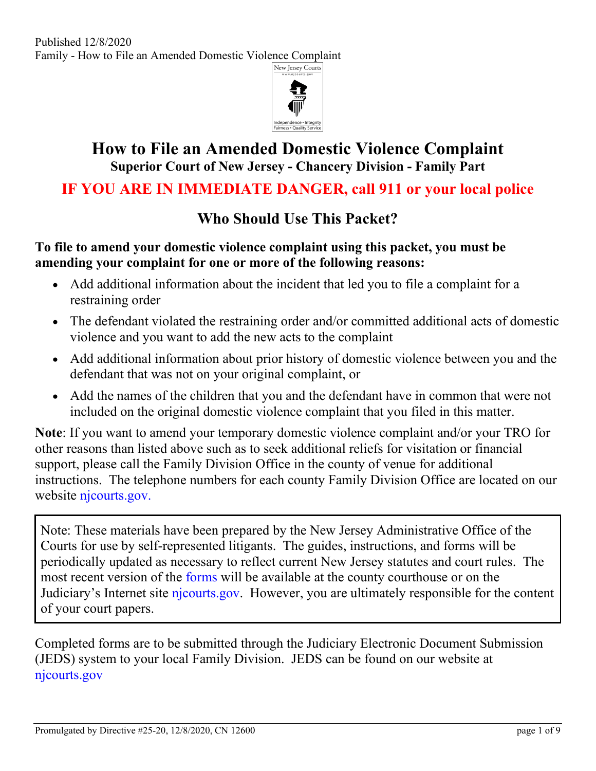# How to File an Amended Domestic Violence Complaint

**Superior Court of New Jersey - Chancery Division - Family Part**

## IF YOU ARE IN IMMEDIATE DANGER, call 911 or your local police

## Who Should Use This Packet?

**To file to amend your domestic violence complaint using this packet, you must be amending your complaint for one or more of the following reasons:**

- Add additional information about the incident that led you to file a complaint for a restraining order
- The defendant violated the restraining order and/or committed additional acts of domestic violence and you want to add the new acts to the complaint
- Add additional information about prior history of domestic violence between you and the defendant that was not on your original complaint, or
- Add the names of the children that you and the defendant have in common that were not included on the original domestic violence complaint that you filed in this matter.

**Note**: If you want to amend your temporary domestic violence complaint and/or your TRO for other reasons than listed above such as to seek additional reliefs for visitation or financial support, please call the Family Division Office in the county of venue for additional instructions. The telephone numbers for each county Family Division Office are located on our website njcourts.gov.

> Note: These materials have been prepared by the New Jersey Administrative Office of the Courts for use by self-represented litigants. The guides, instructions, and forms will be periodically updated as necessary to reflect current New Jersey statutes and court rules. The most recent version of the forms will be available at the county courthouse or on the Judiciary's Internet site njcourts.gov. However, you are ultimately responsible for the content of your court papers.

Completed forms are to be submitted through the Judiciary Electronic Document Submission (JEDS) system to your local Family Division. JEDS can be found on our website at njcourts.gov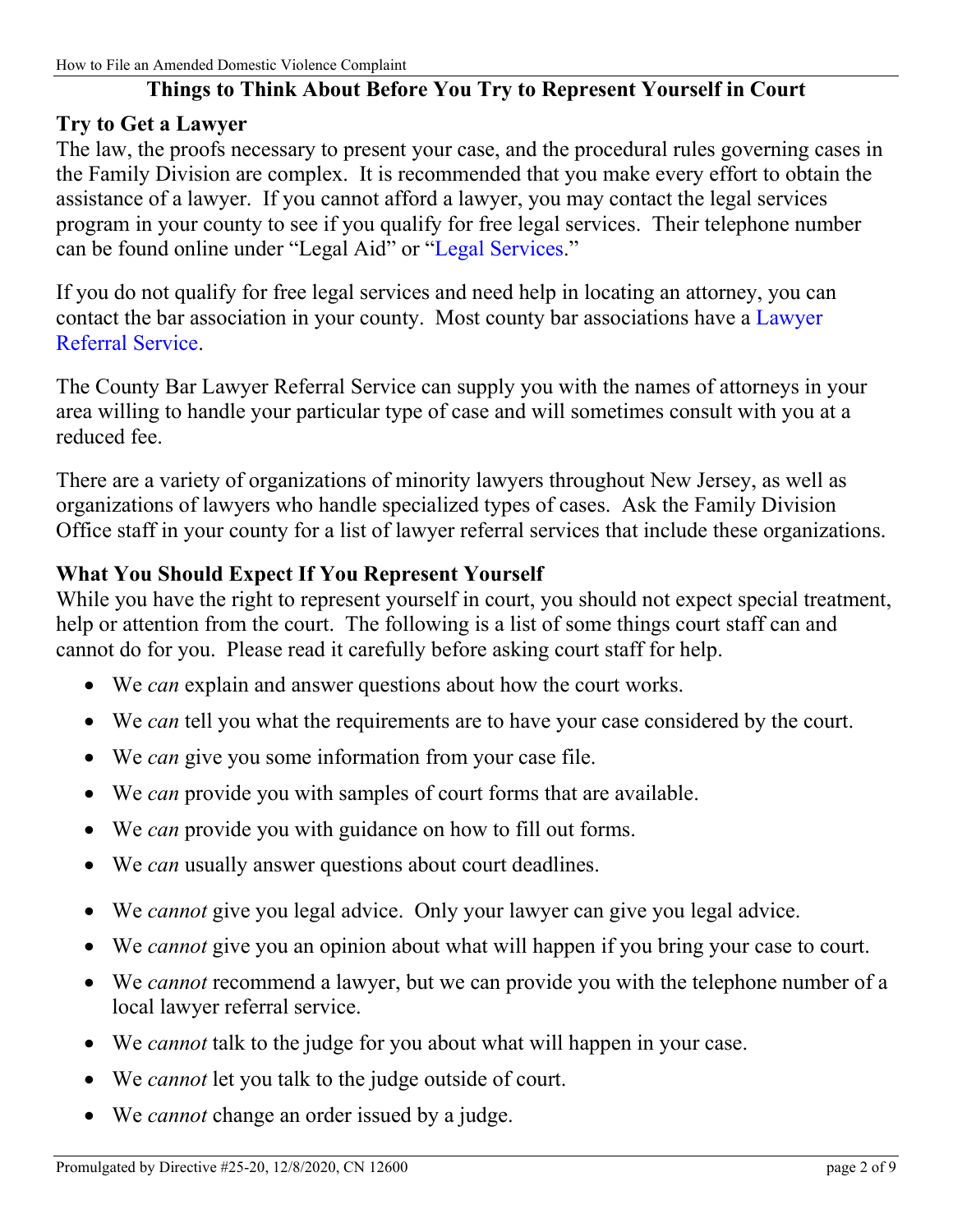## Things to Think About Before You Try to Represent Yourself in Court

### Try to Get a Lawyer

The law, the proofs necessary to present your case, and the procedural rules governing cases in the Family Division are complex. It is recommended that you make every effort to obtain the assistance of a lawyer. If you cannot afford a lawyer, you may contact the legal services program in your county to see if you qualify for free legal services. Their telephone number can be found online under "Legal Aid" or "Legal Services."

If you do not qualify for free legal services and need help in locating an attorney, you can contact the bar association in your county. Most county bar associations have a Lawyer Referral Service.

The County Bar Lawyer Referral Service can supply you with the names of attorneys in your area willing to handle your particular type of case and will sometimes consult with you at a reduced fee.

There are a variety of organizations of minority lawyers throughout New Jersey, as well as organizations of lawyers who handle specialized types of cases. Ask the Family Division Office staff in your county for a list of lawyer referral services that include these organizations.

### What You Should Expect If You Represent Yourself

While you have the right to represent yourself in court, you should not expect special treatment, help or attention from the court. The following is a list of some things court staff can and cannot do for you. Please read it carefully before asking court staff for help.

- We *can* explain and answer questions about how the court works.
- We *can* tell you what the requirements are to have your case considered by the court.
- We *can* give you some information from your case file.
- We *can* provide you with samples of court forms that are available.
- We *can* provide you with guidance on how to fill out forms.
- We *can* usually answer questions about court deadlines.
- We *cannot* give you legal advice. Only your lawyer can give you legal advice.
- We *cannot* give you an opinion about what will happen if you bring your case to court.
- We *cannot* recommend a lawyer, but we can provide you with the telephone number of a local lawyer referral service.
- We *cannot* talk to the judge for you about what will happen in your case.
- We *cannot* let you talk to the judge outside of court.
- We *cannot* change an order issued by a judge.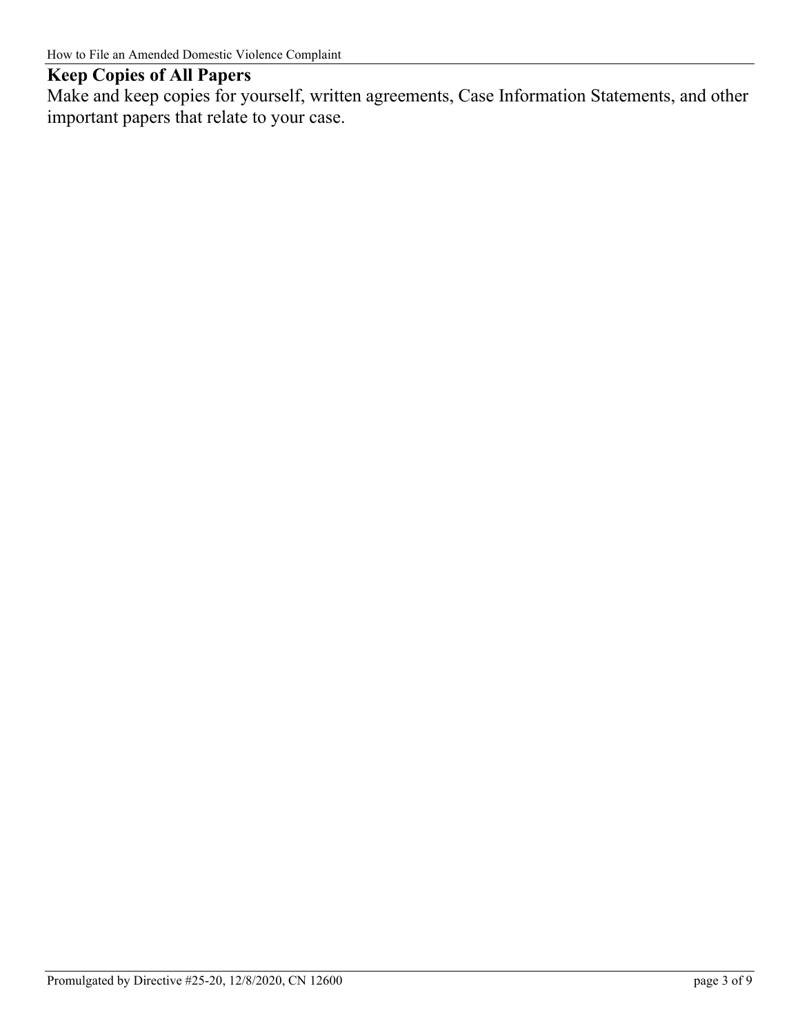## Keep Copies of All Papers

Make and keep copies for yourself, written agreements, Case Information Statements, and other important papers that relate to your case.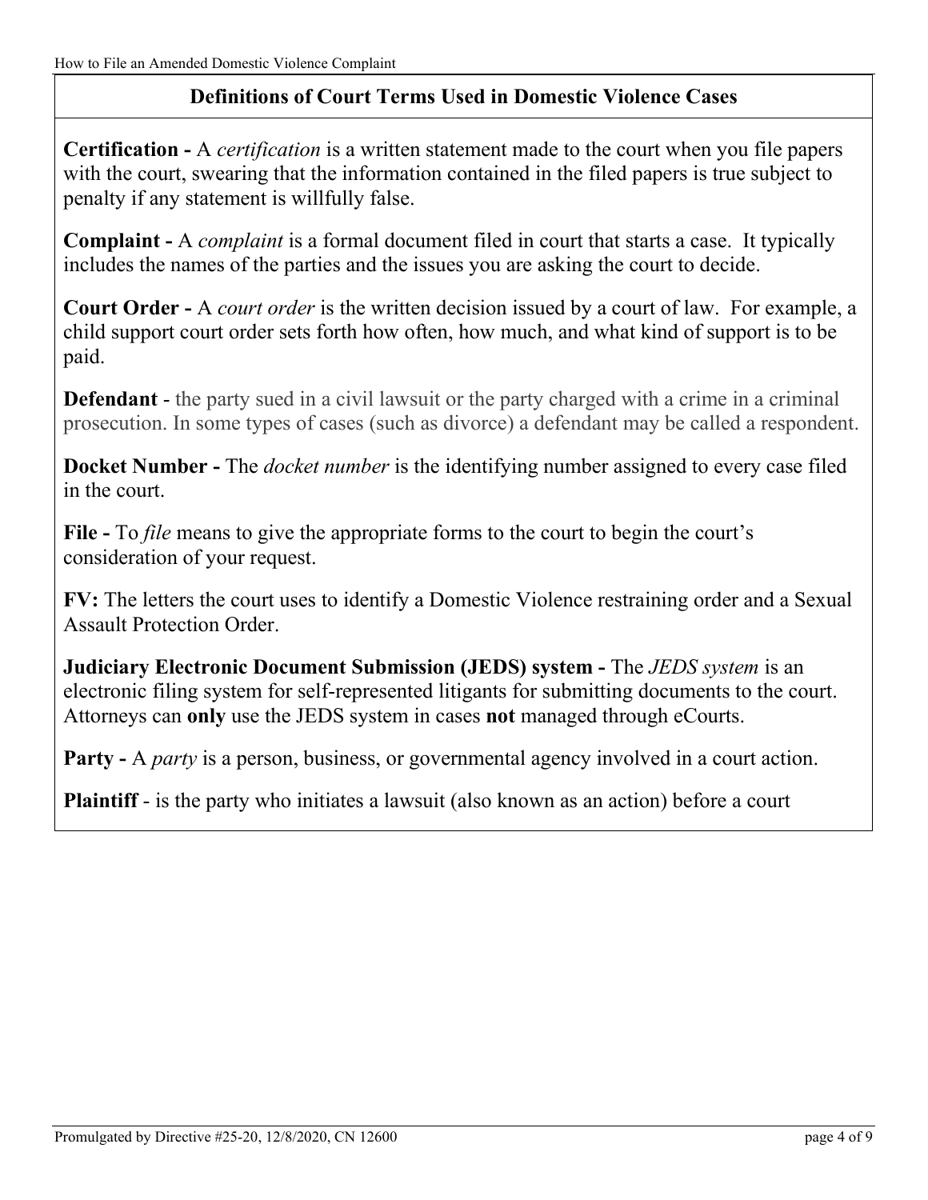## Definitions of Court Terms Used in Domestic Violence Cases

**Certification -** A *certification* is a written statement made to the court when you file papers with the court, swearing that the information contained in the filed papers is true subject to penalty if any statement is willfully false.

**Complaint -** A *complaint* is a formal document filed in court that starts a case. It typically includes the names of the parties and the issues you are asking the court to decide.

**Court Order -** A *court order* is the written decision issued by a court of law. For example, a child support court order sets forth how often, how much, and what kind of support is to be paid.

**Defendant** - the party sued in a civil lawsuit or the party charged with a crime in a criminal prosecution. In some types of cases (such as divorce) a defendant may be called a respondent.

**Docket Number -** The *docket number* is the identifying number assigned to every case filed in the court.

**File -** To *file* means to give the appropriate forms to the court to begin the court's consideration of your request.

**FV:** The letters the court uses to identify a Domestic Violence restraining order and a Sexual Assault Protection Order.

**Judiciary Electronic Document Submission (JEDS) system -** The *JEDS system* is an electronic filing system for self-represented litigants for submitting documents to the court. Attorneys can **only** use the JEDS system in cases **not** managed through eCourts.

**Party -** A *party* is a person, business, or governmental agency involved in a court action.

**Plaintiff** - is the party who initiates a lawsuit (also known as an action) before a court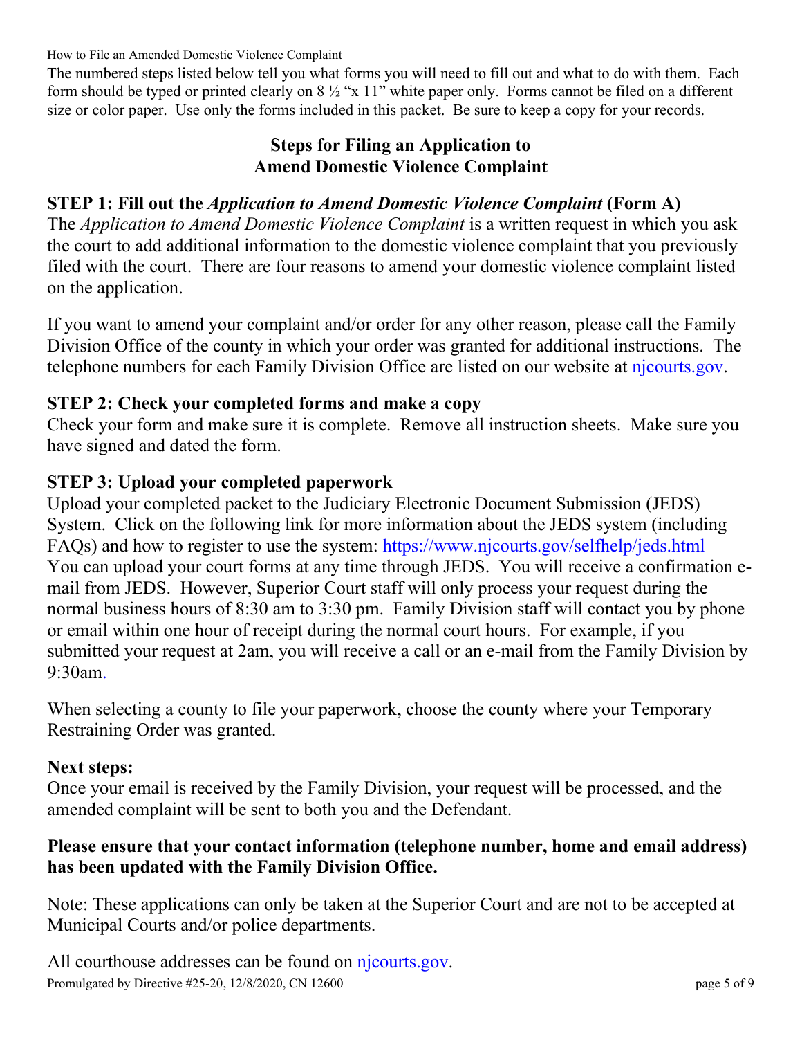The numbered steps listed below tell you what forms you will need to fill out and what to do with them. Each form should be typed or printed clearly on 8 ½ "x 11" white paper only. Forms cannot be filed on a different size or color paper. Use only the forms included in this packet. Be sure to keep a copy for your records.

## Steps for Filing an Application to Amend Domestic Violence Complaint

### STEP 1: Fill out the *Application to Amend Domestic Violence Complaint* (Form A)

The *Application to Amend Domestic Violence Complaint* is a written request in which you ask the court to add additional information to the domestic violence complaint that you previously filed with the court. There are four reasons to amend your domestic violence complaint listed on the application.

If you want to amend your complaint and/or order for any other reason, please call the Family Division Office of the county in which your order was granted for additional instructions. The telephone numbers for each Family Division Office are listed on our website at njcourts.gov.

### STEP 2: Check your completed forms and make a copy

Check your form and make sure it is complete. Remove all instruction sheets. Make sure you have signed and dated the form.

### STEP 3: Upload your completed paperwork

Upload your completed packet to the Judiciary Electronic Document Submission (JEDS) System. Click on the following link for more information about the JEDS system (including FAQs) and how to register to use the system: https://www.njcourts.gov/selfhelp/jeds.html You can upload your court forms at any time through JEDS. You will receive a confirmation e-mail from JEDS. However, Superior Court staff will only process your request during the normal business hours of 8:30 am to 3:30 pm. Family Division staff will contact you by phone or email within one hour of receipt during the normal court hours. For example, if you submitted your request at 2am, you will receive a call or an e-mail from the Family Division by 9:30am.

When selecting a county to file your paperwork, choose the county where your Temporary Restraining Order was granted.

### Next steps:

Once your email is received by the Family Division, your request will be processed, and the amended complaint will be sent to both you and the Defendant.

**Please ensure that your contact information (telephone number, home and email address) has been updated with the Family Division Office.**

Note: These applications can only be taken at the Superior Court and are not to be accepted at Municipal Courts and/or police departments.

All courthouse addresses can be found on njcourts.gov.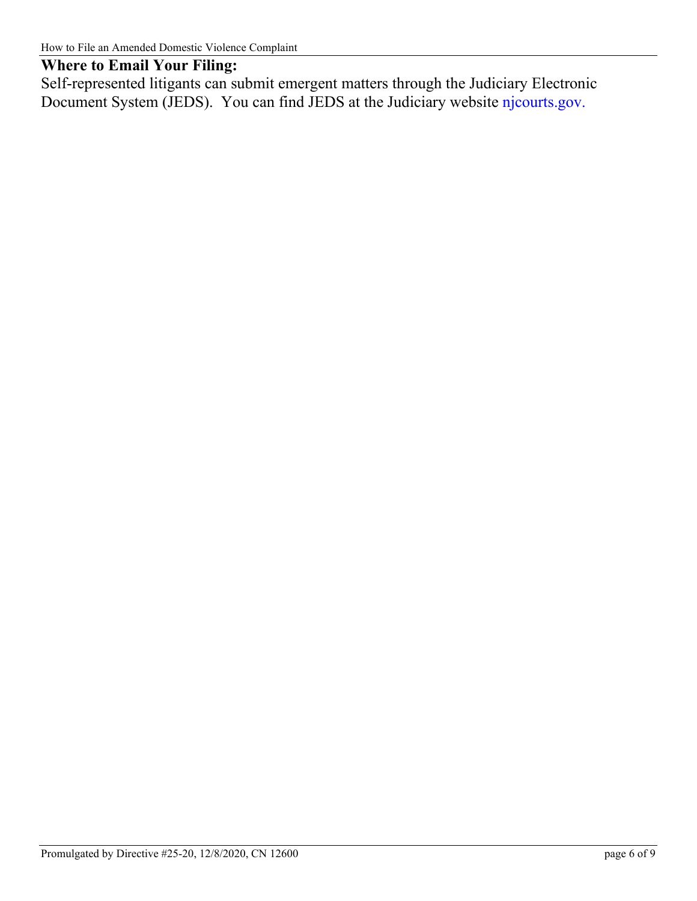## Where to Email Your Filing:

Self-represented litigants can submit emergent matters through the Judiciary Electronic Document System (JEDS). You can find JEDS at the Judiciary website njcourts.gov.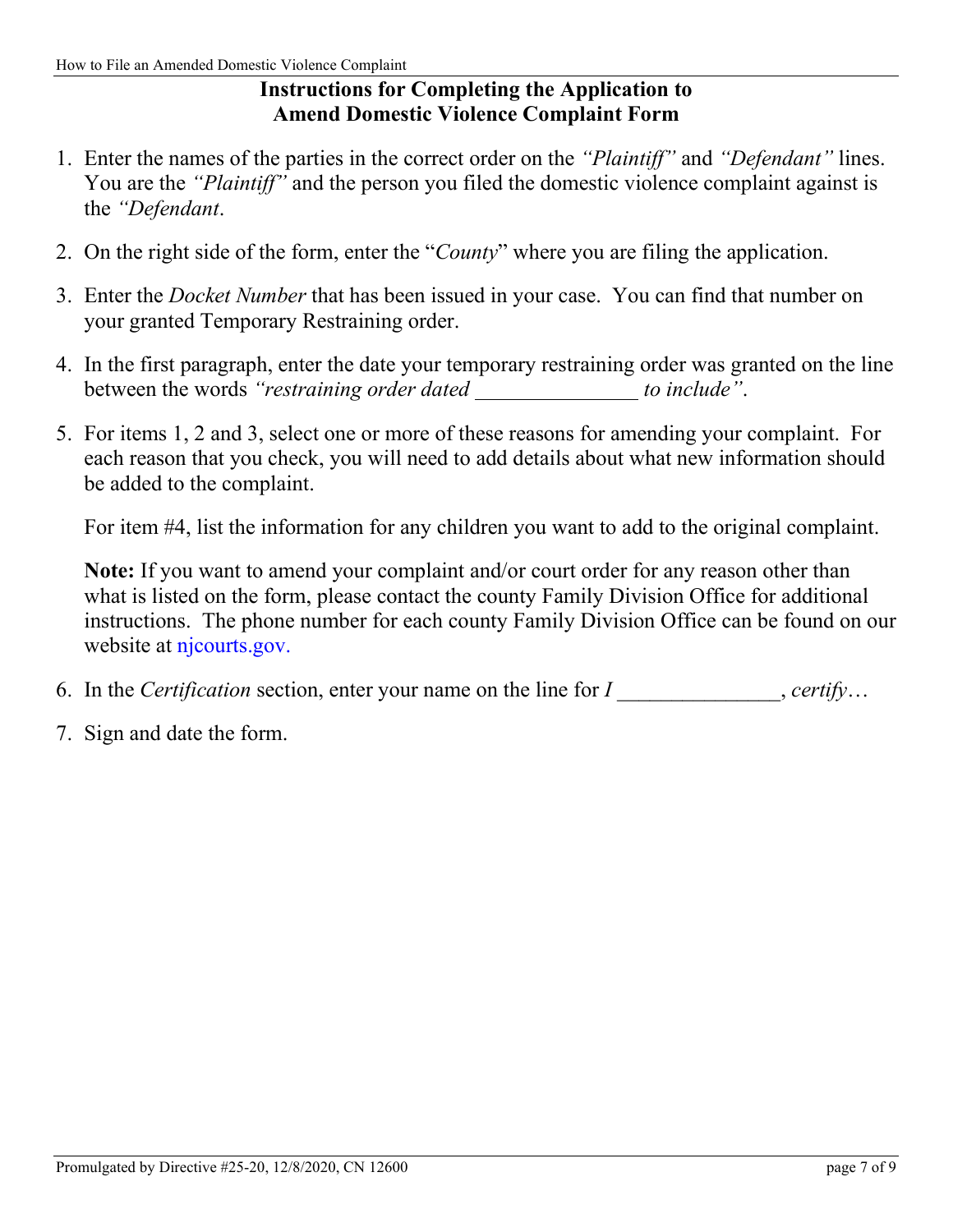## Instructions for Completing the Application to Amend Domestic Violence Complaint Form

1. Enter the names of the parties in the correct order on the *"Plaintiff"* and *"Defendant"* lines. You are the *"Plaintiff"* and the person you filed the domestic violence complaint against is the *"Defendant*.

2. On the right side of the form, enter the "*County*" where you are filing the application.

3. Enter the *Docket Number* that has been issued in your case. You can find that number on your granted Temporary Restraining order.

4. In the first paragraph, enter the date your temporary restraining order was granted on the line between the words *"restraining order dated _______________ to include"*.

5. For items 1, 2 and 3, select one or more of these reasons for amending your complaint. For each reason that you check, you will need to add details about what new information should be added to the complaint.

   For item #4, list the information for any children you want to add to the original complaint.

   **Note:** If you want to amend your complaint and/or court order for any reason other than what is listed on the form, please contact the county Family Division Office for additional instructions. The phone number for each county Family Division Office can be found on our website at njcourts.gov.

6. In the *Certification* section, enter your name on the line for *I _______________, certify…*

7. Sign and date the form.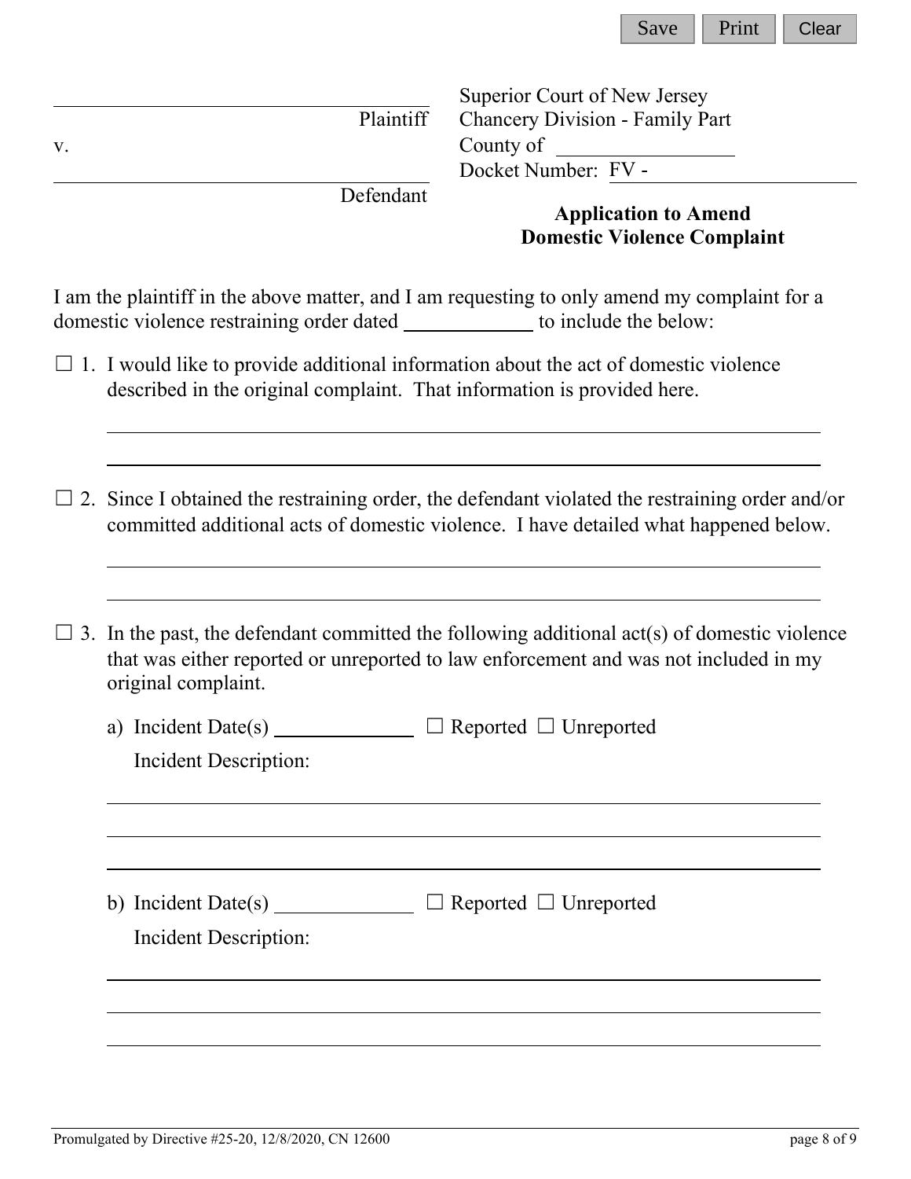\_\_\_\_\_\_\_\_\_\_\_\_\_\_\_\_\_\_\_\_\_\_\_\_\_\_\_\_\_\_\_\_\_\_\_\_
Plaintiff

v.

\_\_\_\_\_\_\_\_\_\_\_\_\_\_\_\_\_\_\_\_\_\_\_\_\_\_\_\_\_\_\_\_\_\_\_\_
Defendant

Superior Court of New Jersey
Chancery Division - Family Part
County of \_\_\_\_\_\_\_\_\_\_\_\_\_\_\_\_
Docket Number: FV - \_\_\_\_\_\_\_\_\_\_\_\_\_\_\_\_\_\_\_\_

**Application to Amend Domestic Violence Complaint**

I am the plaintiff in the above matter, and I am requesting to only amend my complaint for a domestic violence restraining order dated \_\_\_\_\_\_\_\_\_\_\_\_ to include the below:

☐ 1. I would like to provide additional information about the act of domestic violence described in the original complaint. That information is provided here.

\_\_\_\_\_\_\_\_\_\_\_\_\_\_\_\_\_\_\_\_\_\_\_\_\_\_\_\_\_\_\_\_\_\_\_\_\_\_\_\_\_\_\_\_\_\_\_\_\_\_\_\_\_\_\_\_\_\_\_\_\_\_\_\_\_\_\_\_\_\_

\_\_\_\_\_\_\_\_\_\_\_\_\_\_\_\_\_\_\_\_\_\_\_\_\_\_\_\_\_\_\_\_\_\_\_\_\_\_\_\_\_\_\_\_\_\_\_\_\_\_\_\_\_\_\_\_\_\_\_\_\_\_\_\_\_\_\_\_\_\_

☐ 2. Since I obtained the restraining order, the defendant violated the restraining order and/or committed additional acts of domestic violence. I have detailed what happened below.

\_\_\_\_\_\_\_\_\_\_\_\_\_\_\_\_\_\_\_\_\_\_\_\_\_\_\_\_\_\_\_\_\_\_\_\_\_\_\_\_\_\_\_\_\_\_\_\_\_\_\_\_\_\_\_\_\_\_\_\_\_\_\_\_\_\_\_\_\_\_

\_\_\_\_\_\_\_\_\_\_\_\_\_\_\_\_\_\_\_\_\_\_\_\_\_\_\_\_\_\_\_\_\_\_\_\_\_\_\_\_\_\_\_\_\_\_\_\_\_\_\_\_\_\_\_\_\_\_\_\_\_\_\_\_\_\_\_\_\_\_

☐ 3. In the past, the defendant committed the following additional act(s) of domestic violence that was either reported or unreported to law enforcement and was not included in my original complaint.

a) Incident Date(s) \_\_\_\_\_\_\_\_\_\_\_\_ ☐ Reported ☐ Unreported

Incident Description:

\_\_\_\_\_\_\_\_\_\_\_\_\_\_\_\_\_\_\_\_\_\_\_\_\_\_\_\_\_\_\_\_\_\_\_\_\_\_\_\_\_\_\_\_\_\_\_\_\_\_\_\_\_\_\_\_\_\_\_\_\_\_\_\_\_\_\_\_\_\_

\_\_\_\_\_\_\_\_\_\_\_\_\_\_\_\_\_\_\_\_\_\_\_\_\_\_\_\_\_\_\_\_\_\_\_\_\_\_\_\_\_\_\_\_\_\_\_\_\_\_\_\_\_\_\_\_\_\_\_\_\_\_\_\_\_\_\_\_\_\_

\_\_\_\_\_\_\_\_\_\_\_\_\_\_\_\_\_\_\_\_\_\_\_\_\_\_\_\_\_\_\_\_\_\_\_\_\_\_\_\_\_\_\_\_\_\_\_\_\_\_\_\_\_\_\_\_\_\_\_\_\_\_\_\_\_\_\_\_\_\_

b) Incident Date(s) \_\_\_\_\_\_\_\_\_\_\_\_ ☐ Reported ☐ Unreported

Incident Description:

\_\_\_\_\_\_\_\_\_\_\_\_\_\_\_\_\_\_\_\_\_\_\_\_\_\_\_\_\_\_\_\_\_\_\_\_\_\_\_\_\_\_\_\_\_\_\_\_\_\_\_\_\_\_\_\_\_\_\_\_\_\_\_\_\_\_\_\_\_\_

\_\_\_\_\_\_\_\_\_\_\_\_\_\_\_\_\_\_\_\_\_\_\_\_\_\_\_\_\_\_\_\_\_\_\_\_\_\_\_\_\_\_\_\_\_\_\_\_\_\_\_\_\_\_\_\_\_\_\_\_\_\_\_\_\_\_\_\_\_\_

\_\_\_\_\_\_\_\_\_\_\_\_\_\_\_\_\_\_\_\_\_\_\_\_\_\_\_\_\_\_\_\_\_\_\_\_\_\_\_\_\_\_\_\_\_\_\_\_\_\_\_\_\_\_\_\_\_\_\_\_\_\_\_\_\_\_\_\_\_\_

Promulgated by Directive #25-20, 12/8/2020, CN 12600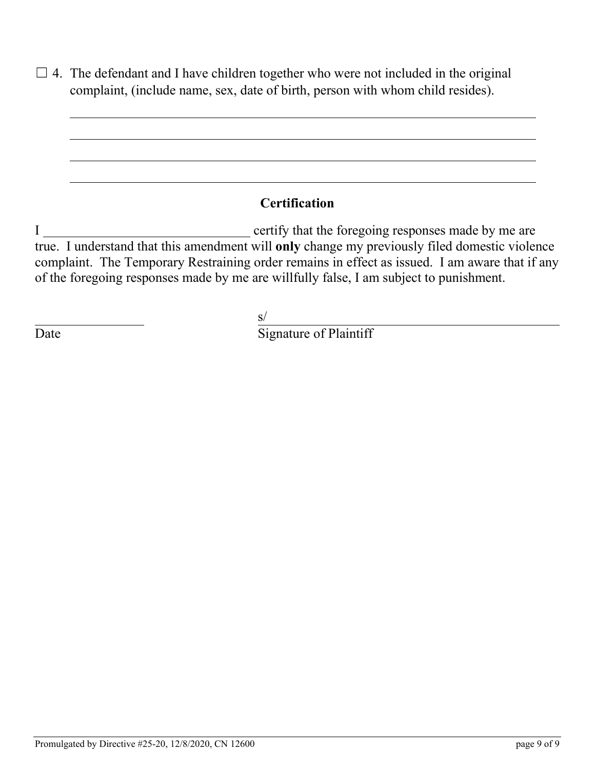☐ 4. The defendant and I have children together who were not included in the original complaint, (include name, sex, date of birth, person with whom child resides).

\_\_\_\_\_\_\_\_\_\_\_\_\_\_\_\_\_\_\_\_\_\_\_\_\_\_\_\_\_\_\_\_\_\_\_\_\_\_\_\_\_\_\_\_\_\_\_\_\_\_\_\_\_\_\_\_\_\_\_\_\_\_\_\_\_\_\_\_\_\_

\_\_\_\_\_\_\_\_\_\_\_\_\_\_\_\_\_\_\_\_\_\_\_\_\_\_\_\_\_\_\_\_\_\_\_\_\_\_\_\_\_\_\_\_\_\_\_\_\_\_\_\_\_\_\_\_\_\_\_\_\_\_\_\_\_\_\_\_\_\_

\_\_\_\_\_\_\_\_\_\_\_\_\_\_\_\_\_\_\_\_\_\_\_\_\_\_\_\_\_\_\_\_\_\_\_\_\_\_\_\_\_\_\_\_\_\_\_\_\_\_\_\_\_\_\_\_\_\_\_\_\_\_\_\_\_\_\_\_\_\_

\_\_\_\_\_\_\_\_\_\_\_\_\_\_\_\_\_\_\_\_\_\_\_\_\_\_\_\_\_\_\_\_\_\_\_\_\_\_\_\_\_\_\_\_\_\_\_\_\_\_\_\_\_\_\_\_\_\_\_\_\_\_\_\_\_\_\_\_\_\_

## Certification

I \_\_\_\_\_\_\_\_\_\_\_\_\_\_\_\_\_\_\_\_\_\_\_\_\_\_\_\_\_\_ certify that the foregoing responses made by me are true. I understand that this amendment will **only** change my previously filed domestic violence complaint. The Temporary Restraining order remains in effect as issued. I am aware that if any of the foregoing responses made by me are willfully false, I am subject to punishment.

\_\_\_\_\_\_\_\_\_\_\_\_\_\_\_\_ s/\_\_\_\_\_\_\_\_\_\_\_\_\_\_\_\_\_\_\_\_\_\_\_\_\_\_\_\_\_\_\_\_\_\_\_\_\_\_\_\_\_\_

Date Signature of Plaintiff

Promulgated by Directive #25-20, 12/8/2020, CN 12600